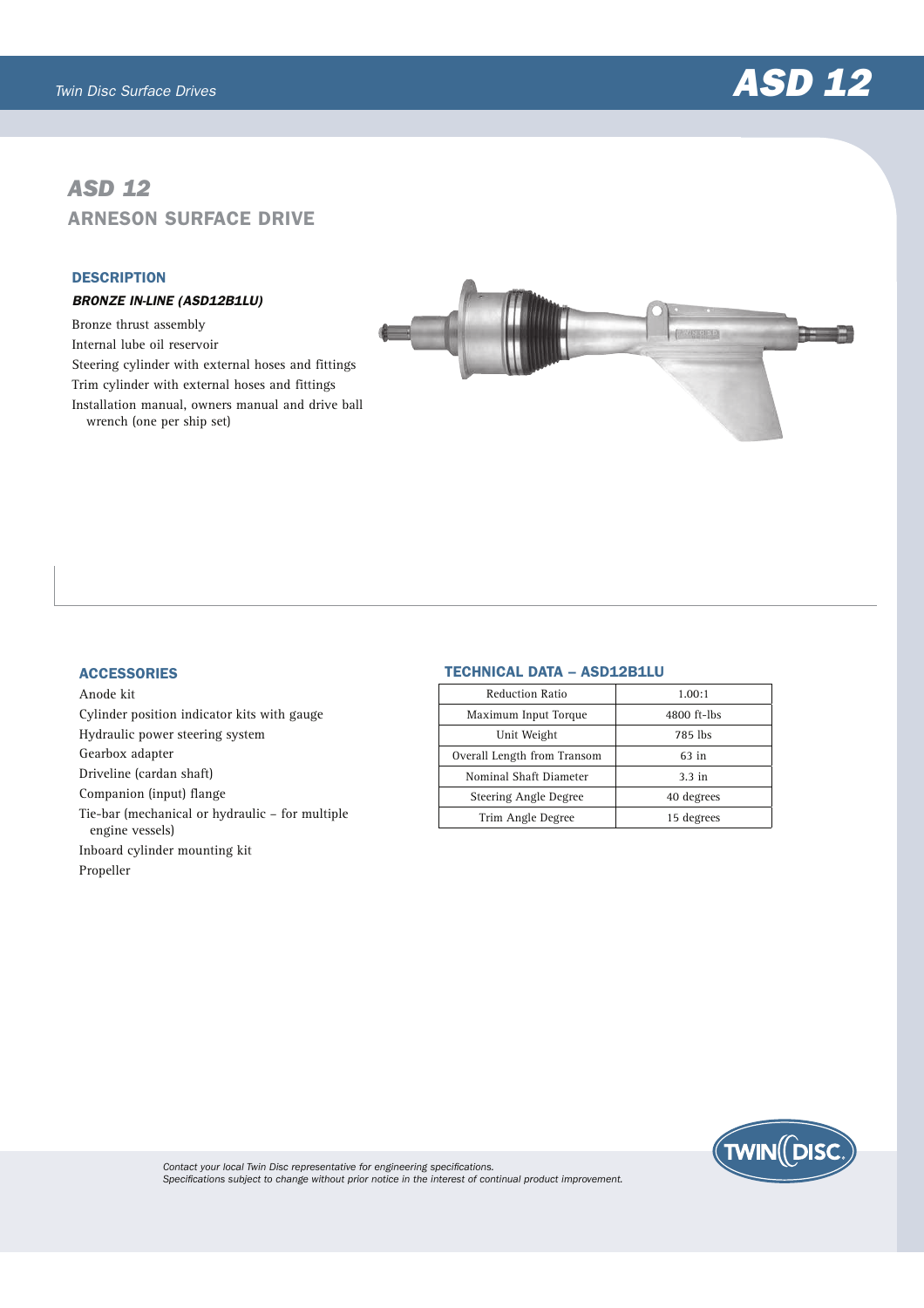# ASD 12

## ARNESON SURFACE DRIVE

### DESCRIPTION

***BRONZE IN-LINE (ASD12B1LU)***

Bronze thrust assembly
Internal lube oil reservoir
Steering cylinder with external hoses and fittings
Trim cylinder with external hoses and fittings
Installation manual, owners manual and drive ball wrench (one per ship set)

### ACCESSORIES

Anode kit
Cylinder position indicator kits with gauge
Hydraulic power steering system
Gearbox adapter
Driveline (cardan shaft)
Companion (input) flange
Tie-bar (mechanical or hydraulic – for multiple engine vessels)
Inboard cylinder mounting kit
Propeller

### TECHNICAL DATA – ASD12B1LU

| Specification | Value |
|---|---|
| Reduction Ratio | 1.00:1 |
| Maximum Input Torque | 4800 ft-lbs |
| Unit Weight | 785 lbs |
| Overall Length from Transom | 63 in |
| Nominal Shaft Diameter | 3.3 in |
| Steering Angle Degree | 40 degrees |
| Trim Angle Degree | 15 degrees |

*Contact your local Twin Disc representative for engineering specifications.*
*Specifications subject to change without prior notice in the interest of continual product improvement.*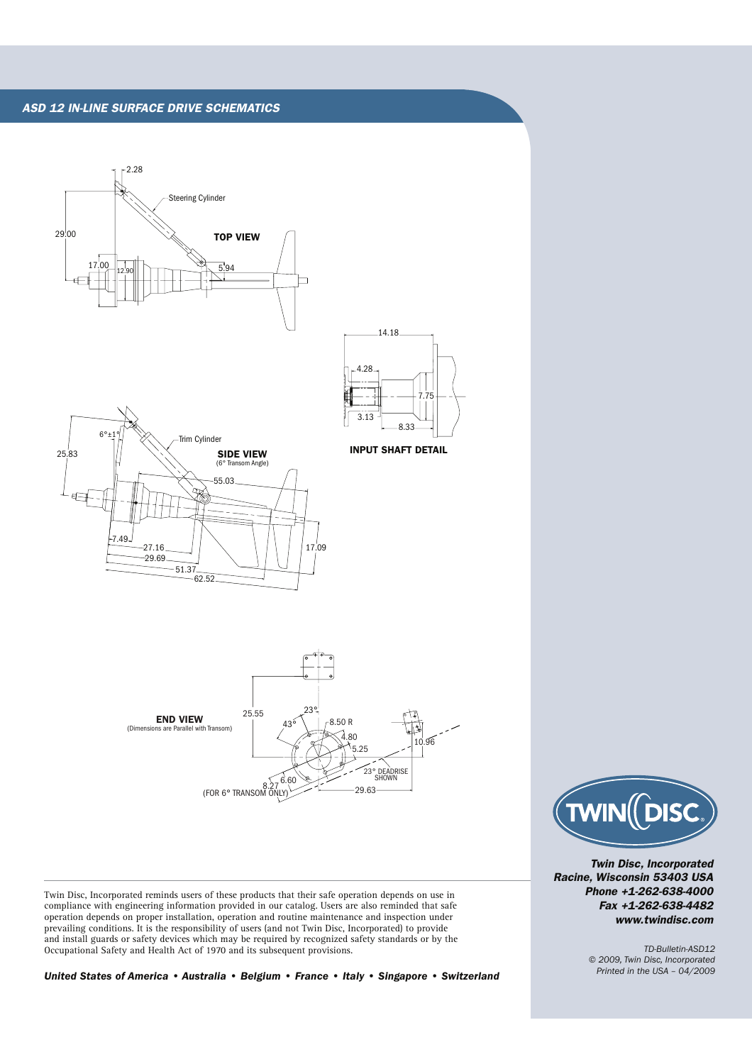## ASD 12 IN-LINE SURFACE DRIVE SCHEMATICS

**TOP VIEW**

2.28
Steering Cylinder
29.00
17.00
12.90
5.94

**INPUT SHAFT DETAIL**

14.18
4.28
7.75
3.13
8.33

**SIDE VIEW**
(6° Transom Angle)

6°±1°
Trim Cylinder
25.83
55.03
7.49
27.16
29.69
51.37
62.52
17.09

**END VIEW**
(Dimensions are Parallel with Transom)

25.55
23°
43°
8.50 R
4.80
5.25
10.96
23° DEADRISE SHOWN
6.60
8.27
(FOR 6° TRANSOM ONLY)
29.63

Twin Disc, Incorporated reminds users of these products that their safe operation depends on use in compliance with engineering information provided in our catalog. Users are also reminded that safe operation depends on proper installation, operation and routine maintenance and inspection under prevailing conditions. It is the responsibility of users (and not Twin Disc, Incorporated) to provide and install guards or safety devices which may be required by recognized safety standards or by the Occupational Safety and Health Act of 1970 and its subsequent provisions.

***United States of America • Australia • Belgium • France • Italy • Singapore • Switzerland***

TWIN DISC

***Twin Disc, Incorporated***
***Racine, Wisconsin 53403 USA***
***Phone +1-262-638-4000***
***Fax +1-262-638-4482***
***www.twindisc.com***

*TD-Bulletin-ASD12*
*© 2009, Twin Disc, Incorporated*
*Printed in the USA – 04/2009*